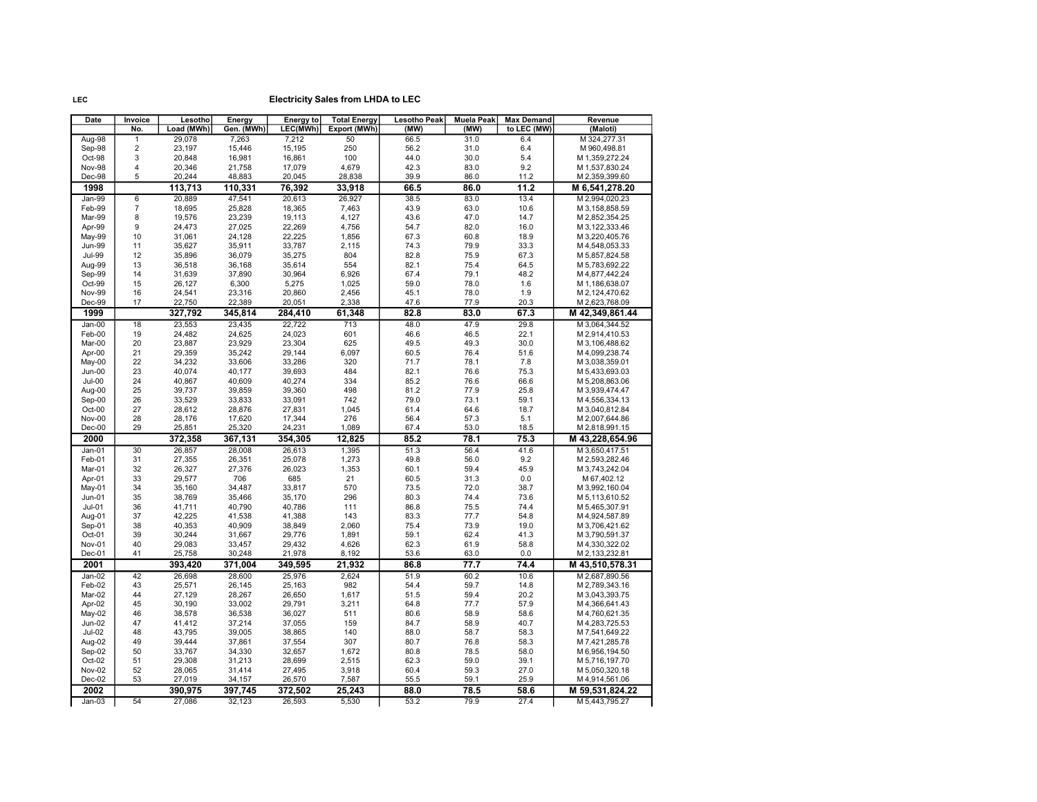LEC

# Electricity Sales from LHDA to LEC

| Date | Invoice No. | Lesotho Load (MWh) | Energy Gen. (MWh) | Energy to LEC(MWh) | Total Energy Export (MWh) | Lesotho Peak (MW) | Muela Peak (MW) | Max Demand to LEC (MW) | Revenue (Maloti) |
|---|---|---|---|---|---|---|---|---|---|
| Aug-98 | 1 | 29,078 | 7,263 | 7,212 | 50 | 66.5 | 31.0 | 6.4 | M 324,277.31 |
| Sep-98 | 2 | 23,197 | 15,446 | 15,195 | 250 | 56.2 | 31.0 | 6.4 | M 960,498.81 |
| Oct-98 | 3 | 20,848 | 16,981 | 16,861 | 100 | 44.0 | 30.0 | 5.4 | M 1,359,272.24 |
| Nov-98 | 4 | 20,346 | 21,758 | 17,079 | 4,679 | 42.3 | 83.0 | 9.2 | M 1,537,830.24 |
| Dec-98 | 5 | 20,244 | 48,883 | 20,045 | 28,838 | 39.9 | 86.0 | 11.2 | M 2,359,399.60 |
| **1998** | | **113,713** | **110,331** | **76,392** | **33,918** | **66.5** | **86.0** | **11.2** | **M 6,541,278.20** |
| Jan-99 | 6 | 20,889 | 47,541 | 20,613 | 26,927 | 38.5 | 83.0 | 13.4 | M 2,994,020.23 |
| Feb-99 | 7 | 18,695 | 25,828 | 18,365 | 7,463 | 43.9 | 63.0 | 10.6 | M 3,158,858.59 |
| Mar-99 | 8 | 19,576 | 23,239 | 19,113 | 4,127 | 43.6 | 47.0 | 14.7 | M 2,852,354.25 |
| Apr-99 | 9 | 24,473 | 27,025 | 22,269 | 4,756 | 54.7 | 82.0 | 16.0 | M 3,122,333.46 |
| May-99 | 10 | 31,061 | 24,128 | 22,225 | 1,856 | 67.3 | 60.8 | 18.9 | M 3,220,405.76 |
| Jun-99 | 11 | 35,627 | 35,911 | 33,787 | 2,115 | 74.3 | 79.9 | 33.3 | M 4,548,053.33 |
| Jul-99 | 12 | 35,896 | 36,079 | 35,275 | 804 | 82.8 | 75.9 | 67.3 | M 5,857,824.58 |
| Aug-99 | 13 | 36,518 | 36,168 | 35,614 | 554 | 82.1 | 75.4 | 64.5 | M 5,783,692.22 |
| Sep-99 | 14 | 31,639 | 37,890 | 30,964 | 6,926 | 67.4 | 79.1 | 48.2 | M 4,877,442.24 |
| Oct-99 | 15 | 26,127 | 6,300 | 5,275 | 1,025 | 59.0 | 78.0 | 1.6 | M 1,186,638.07 |
| Nov-99 | 16 | 24,541 | 23,316 | 20,860 | 2,456 | 45.1 | 78.0 | 1.9 | M 2,124,470.62 |
| Dec-99 | 17 | 22,750 | 22,389 | 20,051 | 2,338 | 47.6 | 77.9 | 20.3 | M 2,623,768.09 |
| **1999** | | **327,792** | **345,814** | **284,410** | **61,348** | **82.8** | **83.0** | **67.3** | **M 42,349,861.44** |
| Jan-00 | 18 | 23,553 | 23,435 | 22,722 | 713 | 48.0 | 47.9 | 29.8 | M 3,064,344.52 |
| Feb-00 | 19 | 24,482 | 24,625 | 24,023 | 601 | 46.6 | 46.5 | 22.1 | M 2,914,410.53 |
| Mar-00 | 20 | 23,887 | 23,929 | 23,304 | 625 | 49.5 | 49.3 | 30.0 | M 3,106,488.62 |
| Apr-00 | 21 | 29,359 | 35,242 | 29,144 | 6,097 | 60.5 | 76.4 | 51.6 | M 4,099,238.74 |
| May-00 | 22 | 34,232 | 33,606 | 33,286 | 320 | 71.7 | 78.1 | 7.8 | M 3,038,359.01 |
| Jun-00 | 23 | 40,074 | 40,177 | 39,693 | 484 | 82.1 | 76.6 | 75.3 | M 5,433,693.03 |
| Jul-00 | 24 | 40,867 | 40,609 | 40,274 | 334 | 85.2 | 76.6 | 66.6 | M 5,208,863.06 |
| Aug-00 | 25 | 39,737 | 39,859 | 39,360 | 498 | 81.2 | 77.9 | 25.8 | M 3,939,474.47 |
| Sep-00 | 26 | 33,529 | 33,833 | 33,091 | 742 | 79.0 | 73.1 | 59.1 | M 4,556,334.13 |
| Oct-00 | 27 | 28,612 | 28,876 | 27,831 | 1,045 | 61.4 | 64.6 | 18.7 | M 3,040,812.84 |
| Nov-00 | 28 | 28,176 | 17,620 | 17,344 | 276 | 56.4 | 57.3 | 5.1 | M 2,007,644.86 |
| Dec-00 | 29 | 25,851 | 25,320 | 24,231 | 1,089 | 67.4 | 53.0 | 18.5 | M 2,818,991.15 |
| **2000** | | **372,358** | **367,131** | **354,305** | **12,825** | **85.2** | **78.1** | **75.3** | **M 43,228,654.96** |
| Jan-01 | 30 | 26,857 | 28,008 | 26,613 | 1,395 | 51.3 | 56.4 | 41.6 | M 3,650,417.51 |
| Feb-01 | 31 | 27,355 | 26,351 | 25,078 | 1,273 | 49.8 | 56.0 | 9.2 | M 2,593,282.46 |
| Mar-01 | 32 | 26,327 | 27,376 | 26,023 | 1,353 | 60.1 | 59.4 | 45.9 | M 3,743,242.04 |
| Apr-01 | 33 | 29,577 | 706 | 685 | 21 | 60.5 | 31.3 | 0.0 | M 67,402.12 |
| May-01 | 34 | 35,160 | 34,487 | 33,817 | 570 | 73.5 | 72.0 | 38.7 | M 3,992,160.04 |
| Jun-01 | 35 | 38,769 | 35,466 | 35,170 | 296 | 80.3 | 74.4 | 73.6 | M 5,113,610.52 |
| Jul-01 | 36 | 41,711 | 40,790 | 40,786 | 111 | 86.8 | 75.5 | 74.4 | M 5,465,307.91 |
| Aug-01 | 37 | 42,225 | 41,538 | 41,388 | 143 | 83.3 | 77.7 | 54.8 | M 4,924,587.89 |
| Sep-01 | 38 | 40,353 | 40,909 | 38,849 | 2,060 | 75.4 | 73.9 | 19.0 | M 3,706,421.62 |
| Oct-01 | 39 | 30,244 | 31,667 | 29,776 | 1,891 | 59.1 | 62.4 | 41.3 | M 3,790,591.37 |
| Nov-01 | 40 | 29,083 | 33,457 | 29,432 | 4,626 | 62.3 | 61.9 | 58.8 | M 4,330,322.02 |
| Dec-01 | 41 | 25,758 | 30,248 | 21,978 | 8,192 | 53.6 | 63.0 | 0.0 | M 2,133,232.81 |
| **2001** | | **393,420** | **371,004** | **349,595** | **21,932** | **86.8** | **77.7** | **74.4** | **M 43,510,578.31** |
| Jan-02 | 42 | 26,698 | 28,600 | 25,976 | 2,624 | 51.9 | 60.2 | 10.6 | M 2,687,890.56 |
| Feb-02 | 43 | 25,571 | 26,145 | 25,163 | 982 | 54.4 | 59.7 | 14.8 | M 2,789,343.16 |
| Mar-02 | 44 | 27,129 | 28,267 | 26,650 | 1,617 | 51.5 | 59.4 | 20.2 | M 3,043,393.75 |
| Apr-02 | 45 | 30,190 | 33,002 | 29,791 | 3,211 | 64.8 | 77.7 | 57.9 | M 4,366,641.43 |
| May-02 | 46 | 38,578 | 36,538 | 36,027 | 511 | 80.6 | 58.9 | 58.6 | M 4,760,621.35 |
| Jun-02 | 47 | 41,412 | 37,214 | 37,055 | 159 | 84.7 | 58.9 | 40.7 | M 4,283,725.53 |
| Jul-02 | 48 | 43,795 | 39,005 | 38,865 | 140 | 88.0 | 58.7 | 58.3 | M 7,541,649.22 |
| Aug-02 | 49 | 39,444 | 37,861 | 37,554 | 307 | 80.7 | 76.8 | 58.3 | M 7,421,285.78 |
| Sep-02 | 50 | 33,767 | 34,330 | 32,657 | 1,672 | 80.8 | 78.5 | 58.0 | M 6,956,194.50 |
| Oct-02 | 51 | 29,308 | 31,213 | 28,699 | 2,515 | 62.3 | 59.0 | 39.1 | M 5,716,197.70 |
| Nov-02 | 52 | 28,065 | 31,414 | 27,495 | 3,918 | 60.4 | 59.3 | 27.0 | M 5,050,320.18 |
| Dec-02 | 53 | 27,019 | 34,157 | 26,570 | 7,587 | 55.5 | 59.1 | 25.9 | M 4,914,561.06 |
| **2002** | | **390,975** | **397,745** | **372,502** | **25,243** | **88.0** | **78.5** | **58.6** | **M 59,531,824.22** |
| Jan-03 | 54 | 27,086 | 32,123 | 26,593 | 5,530 | 53.2 | 79.9 | 27.4 | M 5,443,795.27 |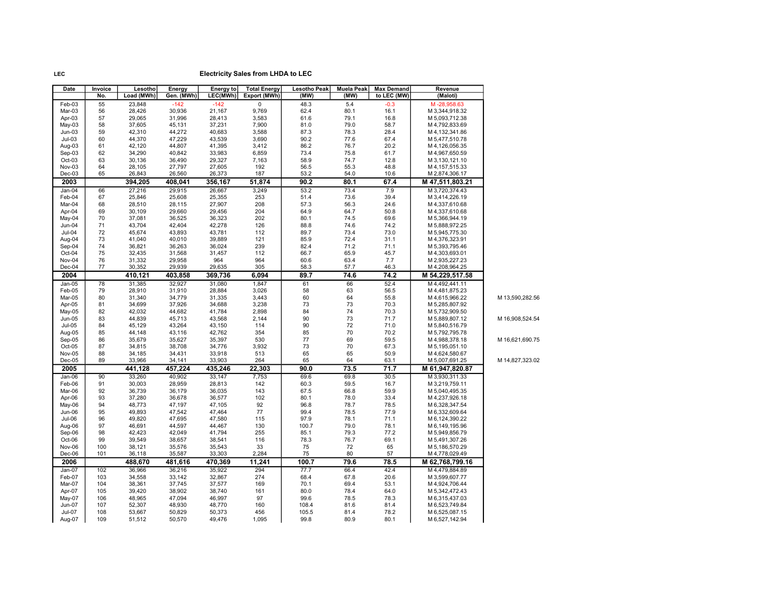LEC

# Electricity Sales from LHDA to LEC

| Date | Invoice No. | Lesotho Load (MWh) | Energy Gen. (MWh) | Energy to LEC(MWh) | Total Energy Export (MWh) | Lesotho Peak (MW) | Muela Peak (MW) | Max Demand to LEC (MW) | Revenue (Maloti) | |
|---|---|---|---|---|---|---|---|---|---|---|
| Feb-03 | 55 | 23,848 | -142 | -142 | 0 | 48.3 | 5.4 | -0.3 | M -28,958.63 | |
| Mar-03 | 56 | 28,426 | 30,936 | 21,167 | 9,769 | 62.4 | 80.1 | 16.1 | M 3,344,918.32 | |
| Apr-03 | 57 | 29,065 | 31,996 | 28,413 | 3,583 | 61.6 | 79.1 | 16.8 | M 5,093,712.38 | |
| May-03 | 58 | 37,605 | 45,131 | 37,231 | 7,900 | 81.0 | 79.0 | 58.7 | M 4,792,833.69 | |
| Jun-03 | 59 | 42,310 | 44,272 | 40,683 | 3,588 | 87.3 | 78.3 | 28.4 | M 4,132,341.86 | |
| Jul-03 | 60 | 44,370 | 47,229 | 43,539 | 3,690 | 90.2 | 77.6 | 67.4 | M 5,477,510.78 | |
| Aug-03 | 61 | 42,120 | 44,807 | 41,395 | 3,412 | 86.2 | 76.7 | 20.2 | M 4,126,056.35 | |
| Sep-03 | 62 | 34,290 | 40,842 | 33,983 | 6,859 | 73.4 | 75.8 | 61.7 | M 4,967,650.59 | |
| Oct-03 | 63 | 30,136 | 36,490 | 29,327 | 7,163 | 58.9 | 74.7 | 12.8 | M 3,130,121.10 | |
| Nov-03 | 64 | 28,105 | 27,797 | 27,605 | 192 | 56.5 | 55.3 | 48.8 | M 4,157,515.33 | |
| Dec-03 | 65 | 26,843 | 26,560 | 26,373 | 187 | 53.2 | 54.0 | 10.6 | M 2,874,306.17 | |
| **2003** | | **394,205** | **408,041** | **356,167** | **51,874** | **90.2** | **80.1** | **67.4** | **M 47,511,803.21** | |
| Jan-04 | 66 | 27,216 | 29,915 | 26,667 | 3,249 | 53.2 | 73.4 | 7.9 | M 3,720,374.43 | |
| Feb-04 | 67 | 25,846 | 25,608 | 25,355 | 253 | 51.4 | 73.6 | 39.4 | M 3,414,226.19 | |
| Mar-04 | 68 | 28,510 | 28,115 | 27,907 | 208 | 57.3 | 56.3 | 24.6 | M 4,337,610.68 | |
| Apr-04 | 69 | 30,109 | 29,660 | 29,456 | 204 | 64.9 | 64.7 | 50.8 | M 4,337,610.68 | |
| May-04 | 70 | 37,081 | 36,525 | 36,323 | 202 | 80.1 | 74.5 | 69.6 | M 5,366,944.19 | |
| Jun-04 | 71 | 43,704 | 42,404 | 42,278 | 126 | 88.8 | 74.6 | 74.2 | M 5,888,972.25 | |
| Jul-04 | 72 | 45,674 | 43,893 | 43,781 | 112 | 89.7 | 73.4 | 73.0 | M 5,945,775.30 | |
| Aug-04 | 73 | 41,040 | 40,010 | 39,889 | 121 | 85.9 | 72.4 | 31.1 | M 4,376,323.91 | |
| Sep-04 | 74 | 36,821 | 36,263 | 36,024 | 239 | 82.4 | 71.2 | 71.1 | M 5,393,795.46 | |
| Oct-04 | 75 | 32,435 | 31,568 | 31,457 | 112 | 66.7 | 65.9 | 45.7 | M 4,303,693.01 | |
| Nov-04 | 76 | 31,332 | 29,958 | 964 | 964 | 60.6 | 63.4 | 7.7 | M 2,935,227.23 | |
| Dec-04 | 77 | 30,352 | 29,939 | 29,635 | 305 | 58.3 | 57.7 | 46.3 | M 4,208,964.25 | |
| **2004** | | **410,121** | **403,858** | **369,736** | **6,094** | **89.7** | **74.6** | **74.2** | **M 54,229,517.58** | |
| Jan-05 | 78 | 31,385 | 32,927 | 31,080 | 1,847 | 61 | 66 | 52.4 | M 4,492,441.11 | |
| Feb-05 | 79 | 28,910 | 31,910 | 28,884 | 3,026 | 58 | 63 | 56.5 | M 4,481,875.23 | |
| Mar-05 | 80 | 31,340 | 34,779 | 31,335 | 3,443 | 60 | 64 | 55.8 | M 4,615,966.22 | M 13,590,282.56 |
| Apr-05 | 81 | 34,699 | 37,926 | 34,688 | 3,238 | 73 | 73 | 70.3 | M 5,285,807.92 | |
| May-05 | 82 | 42,032 | 44,682 | 41,784 | 2,898 | 84 | 74 | 70.3 | M 5,732,909.50 | |
| Jun-05 | 83 | 44,839 | 45,713 | 43,568 | 2,144 | 90 | 73 | 71.7 | M 5,889,807.12 | M 16,908,524.54 |
| Jul-05 | 84 | 45,129 | 43,264 | 43,150 | 114 | 90 | 72 | 71.0 | M 5,840,516.79 | |
| Aug-05 | 85 | 44,148 | 43,116 | 42,762 | 354 | 85 | 70 | 70.2 | M 5,792,795.78 | |
| Sep-05 | 86 | 35,679 | 35,627 | 35,397 | 530 | 77 | 69 | 59.5 | M 4,988,378.18 | M 16,621,690.75 |
| Oct-05 | 87 | 34,815 | 38,708 | 34,776 | 3,932 | 73 | 70 | 67.3 | M 5,195,051.10 | |
| Nov-05 | 88 | 34,185 | 34,431 | 33,918 | 513 | 65 | 65 | 50.9 | M 4,624,580.67 | |
| Dec-05 | 89 | 33,966 | 34,141 | 33,903 | 264 | 65 | 64 | 63.1 | M 5,007,691.25 | M 14,827,323.02 |
| **2005** | | **441,128** | **457,224** | **435,246** | **22,303** | **90.0** | **73.5** | **71.7** | **M 61,947,820.87** | |
| Jan-06 | 90 | 33,260 | 40,902 | 33,147 | 7,753 | 69.6 | 69.8 | 30.5 | M 3,930,311.33 | |
| Feb-06 | 91 | 30,003 | 28,959 | 28,813 | 142 | 60.3 | 59.5 | 16.7 | M 3,219,759.11 | |
| Mar-06 | 92 | 36,739 | 36,179 | 36,035 | 143 | 67.5 | 66.8 | 59.9 | M 5,040,495.35 | |
| Apr-06 | 93 | 37,280 | 36,678 | 36,577 | 102 | 80.1 | 78.0 | 33.4 | M 4,237,926.18 | |
| May-06 | 94 | 48,773 | 47,197 | 47,105 | 92 | 96.8 | 78.7 | 78.5 | M 6,328,347.54 | |
| Jun-06 | 95 | 49,893 | 47,542 | 47,464 | 77 | 99.4 | 78.5 | 77.9 | M 6,332,609.64 | |
| Jul-06 | 96 | 49,820 | 47,695 | 47,580 | 115 | 97.9 | 78.1 | 71.1 | M 6,124,390.22 | |
| Aug-06 | 97 | 46,691 | 44,597 | 44,467 | 130 | 100.7 | 79.0 | 78.1 | M 6,149,195.96 | |
| Sep-06 | 98 | 42,423 | 42,049 | 41,794 | 255 | 85.1 | 79.3 | 77.2 | M 5,949,856.79 | |
| Oct-06 | 99 | 39,549 | 38,657 | 38,541 | 116 | 78.3 | 76.7 | 69.1 | M 5,491,307.26 | |
| Nov-06 | 100 | 38,121 | 35,576 | 35,543 | 33 | 75 | 72 | 65 | M 5,186,570.29 | |
| Dec-06 | 101 | 36,118 | 35,587 | 33,303 | 2,284 | 75 | 80 | 57 | M 4,778,029.49 | |
| **2006** | | **488,670** | **481,616** | **470,369** | **11,241** | **100.7** | **79.6** | **78.5** | **M 62,768,799.16** | |
| Jan-07 | 102 | 36,966 | 36,216 | 35,922 | 294 | 77.7 | 66.4 | 42.4 | M 4,479,884.89 | |
| Feb-07 | 103 | 34,558 | 33,142 | 32,867 | 274 | 68.4 | 67.8 | 20.6 | M 3,599,607.77 | |
| Mar-07 | 104 | 38,361 | 37,745 | 37,577 | 169 | 70.1 | 69.4 | 53.1 | M 4,924,706.44 | |
| Apr-07 | 105 | 39,420 | 38,902 | 38,740 | 161 | 80.0 | 78.4 | 64.0 | M 5,342,472.43 | |
| May-07 | 106 | 48,965 | 47,094 | 46,997 | 97 | 99.6 | 78.5 | 78.3 | M 6,315,437.03 | |
| Jun-07 | 107 | 52,307 | 48,930 | 48,770 | 160 | 108.4 | 81.6 | 81.4 | M 6,523,749.84 | |
| Jul-07 | 108 | 53,667 | 50,829 | 50,373 | 456 | 105.5 | 81.4 | 78.2 | M 6,525,087.15 | |
| Aug-07 | 109 | 51,512 | 50,570 | 49,476 | 1,095 | 99.8 | 80.9 | 80.1 | M 6,527,142.94 | |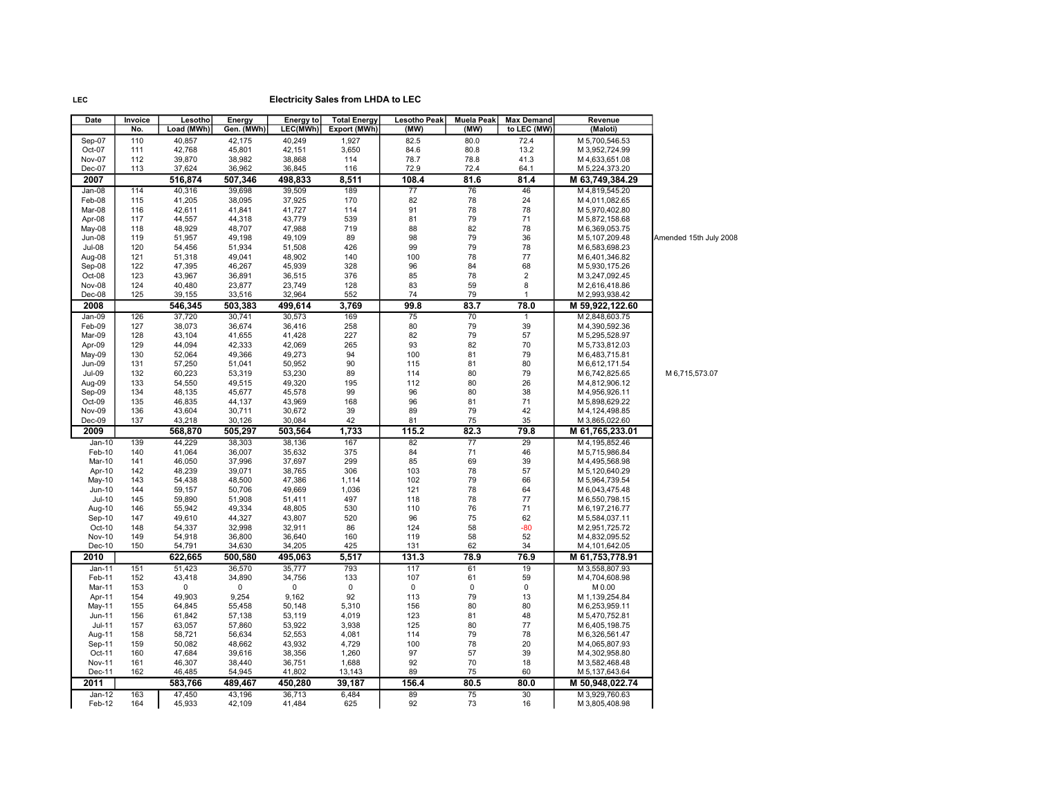LEC

## Electricity Sales from LHDA to LEC

| Date | Invoice No. | Lesotho Load (MWh) | Energy Gen. (MWh) | Energy to LEC(MWh) | Total Energy Export (MWh) | Lesotho Peak (MW) | Muela Peak (MW) | Max Demand to LEC (MW) | Revenue (Maloti) | |
|---|---|---|---|---|---|---|---|---|---|---|
| Sep-07 | 110 | 40,857 | 42,175 | 40,249 | 1,927 | 82.5 | 80.0 | 72.4 | M 5,700,546.53 | |
| Oct-07 | 111 | 42,768 | 45,801 | 42,151 | 3,650 | 84.6 | 80.8 | 13.2 | M 3,952,724.99 | |
| Nov-07 | 112 | 39,870 | 38,982 | 38,868 | 114 | 78.7 | 78.8 | 41.3 | M 4,633,651.08 | |
| Dec-07 | 113 | 37,624 | 36,962 | 36,845 | 116 | 72.9 | 72.4 | 64.1 | M 5,224,373.20 | |
| **2007** | | **516,874** | **507,346** | **498,833** | **8,511** | **108.4** | **81.6** | **81.4** | **M 63,749,384.29** | |
| Jan-08 | 114 | 40,316 | 39,698 | 39,509 | 189 | 77 | 76 | 46 | M 4,819,545.20 | |
| Feb-08 | 115 | 41,205 | 38,095 | 37,925 | 170 | 82 | 78 | 24 | M 4,011,082.65 | |
| Mar-08 | 116 | 42,611 | 41,841 | 41,727 | 114 | 91 | 78 | 78 | M 5,970,402.80 | |
| Apr-08 | 117 | 44,557 | 44,318 | 43,779 | 539 | 81 | 79 | 71 | M 5,872,158.68 | |
| May-08 | 118 | 48,929 | 48,707 | 47,988 | 719 | 88 | 82 | 78 | M 6,369,053.75 | |
| Jun-08 | 119 | 51,957 | 49,198 | 49,109 | 89 | 98 | 79 | 36 | M 5,107,209.48 | Amended 15th July 2008 |
| Jul-08 | 120 | 54,456 | 51,934 | 51,508 | 426 | 99 | 79 | 78 | M 6,583,698.23 | |
| Aug-08 | 121 | 51,318 | 49,041 | 48,902 | 140 | 100 | 78 | 77 | M 6,401,346.82 | |
| Sep-08 | 122 | 47,395 | 46,267 | 45,939 | 328 | 96 | 84 | 68 | M 5,930,175.26 | |
| Oct-08 | 123 | 43,967 | 36,891 | 36,515 | 376 | 85 | 78 | 2 | M 3,247,092.45 | |
| Nov-08 | 124 | 40,480 | 23,877 | 23,749 | 128 | 83 | 59 | 8 | M 2,616,418.86 | |
| Dec-08 | 125 | 39,155 | 33,516 | 32,964 | 552 | 74 | 79 | 1 | M 2,993,938.42 | |
| **2008** | | **546,345** | **503,383** | **499,614** | **3,769** | **99.8** | **83.7** | **78.0** | **M 59,922,122.60** | |
| Jan-09 | 126 | 37,720 | 30,741 | 30,573 | 169 | 75 | 70 | 1 | M 2,848,603.75 | |
| Feb-09 | 127 | 38,073 | 36,674 | 36,416 | 258 | 80 | 79 | 39 | M 4,390,592.36 | |
| Mar-09 | 128 | 43,104 | 41,655 | 41,428 | 227 | 82 | 79 | 57 | M 5,295,528.97 | |
| Apr-09 | 129 | 44,094 | 42,333 | 42,069 | 265 | 93 | 82 | 70 | M 5,733,812.03 | |
| May-09 | 130 | 52,064 | 49,366 | 49,273 | 94 | 100 | 81 | 79 | M 6,483,715.81 | |
| Jun-09 | 131 | 57,250 | 51,041 | 50,952 | 90 | 115 | 81 | 80 | M 6,612,171.54 | |
| Jul-09 | 132 | 60,223 | 53,319 | 53,230 | 89 | 114 | 80 | 79 | M 6,742,825.65 | M 6,715,573.07 |
| Aug-09 | 133 | 54,550 | 49,515 | 49,320 | 195 | 112 | 80 | 26 | M 4,812,906.12 | |
| Sep-09 | 134 | 48,135 | 45,677 | 45,578 | 99 | 96 | 80 | 38 | M 4,956,926.11 | |
| Oct-09 | 135 | 46,835 | 44,137 | 43,969 | 168 | 96 | 81 | 71 | M 5,898,629.22 | |
| Nov-09 | 136 | 43,604 | 30,711 | 30,672 | 39 | 89 | 79 | 42 | M 4,124,498.85 | |
| Dec-09 | 137 | 43,218 | 30,126 | 30,084 | 42 | 81 | 75 | 35 | M 3,865,022.60 | |
| **2009** | | **568,870** | **505,297** | **503,564** | **1,733** | **115.2** | **82.3** | **79.8** | **M 61,765,233.01** | |
| Jan-10 | 139 | 44,229 | 38,303 | 38,136 | 167 | 82 | 77 | 29 | M 4,195,852.46 | |
| Feb-10 | 140 | 41,064 | 36,007 | 35,632 | 375 | 84 | 71 | 46 | M 5,715,986.84 | |
| Mar-10 | 141 | 46,050 | 37,996 | 37,697 | 299 | 85 | 69 | 39 | M 4,495,568.98 | |
| Apr-10 | 142 | 48,239 | 39,071 | 38,765 | 306 | 103 | 78 | 57 | M 5,120,640.29 | |
| May-10 | 143 | 54,438 | 48,500 | 47,386 | 1,114 | 102 | 79 | 66 | M 5,964,739.54 | |
| Jun-10 | 144 | 59,157 | 50,706 | 49,669 | 1,036 | 121 | 78 | 64 | M 6,043,475.48 | |
| Jul-10 | 145 | 59,890 | 51,908 | 51,411 | 497 | 118 | 78 | 77 | M 6,550,798.15 | |
| Aug-10 | 146 | 55,942 | 49,334 | 48,805 | 530 | 110 | 76 | 71 | M 6,197,216.77 | |
| Sep-10 | 147 | 49,610 | 44,327 | 43,807 | 520 | 96 | 75 | 62 | M 5,584,037.11 | |
| Oct-10 | 148 | 54,337 | 32,998 | 32,911 | 86 | 124 | 58 | -80 | M 2,951,725.72 | |
| Nov-10 | 149 | 54,918 | 36,800 | 36,640 | 160 | 119 | 58 | 52 | M 4,832,095.52 | |
| Dec-10 | 150 | 54,791 | 34,630 | 34,205 | 425 | 131 | 62 | 34 | M 4,101,642.05 | |
| **2010** | | **622,665** | **500,580** | **495,063** | **5,517** | **131.3** | **78.9** | **76.9** | **M 61,753,778.91** | |
| Jan-11 | 151 | 51,423 | 36,570 | 35,777 | 793 | 117 | 61 | 19 | M 3,558,807.93 | |
| Feb-11 | 152 | 43,418 | 34,890 | 34,756 | 133 | 107 | 61 | 59 | M 4,704,608.98 | |
| Mar-11 | 153 | 0 | 0 | 0 | 0 | 0 | 0 | 0 | M 0.00 | |
| Apr-11 | 154 | 49,903 | 9,254 | 9,162 | 92 | 113 | 79 | 13 | M 1,139,254.84 | |
| May-11 | 155 | 64,845 | 55,458 | 50,148 | 5,310 | 156 | 80 | 80 | M 6,253,959.11 | |
| Jun-11 | 156 | 61,842 | 57,138 | 53,119 | 4,019 | 123 | 81 | 48 | M 5,470,752.81 | |
| Jul-11 | 157 | 63,057 | 57,860 | 53,922 | 3,938 | 125 | 80 | 77 | M 6,405,198.75 | |
| Aug-11 | 158 | 58,721 | 56,634 | 52,553 | 4,081 | 114 | 79 | 78 | M 6,326,561.47 | |
| Sep-11 | 159 | 50,082 | 48,662 | 43,932 | 4,729 | 100 | 78 | 20 | M 4,065,807.93 | |
| Oct-11 | 160 | 47,684 | 39,616 | 38,356 | 1,260 | 97 | 57 | 39 | M 4,302,958.80 | |
| Nov-11 | 161 | 46,307 | 38,440 | 36,751 | 1,688 | 92 | 70 | 18 | M 3,582,468.48 | |
| Dec-11 | 162 | 46,485 | 54,945 | 41,802 | 13,143 | 89 | 75 | 60 | M 5,137,643.64 | |
| **2011** | | **583,766** | **489,467** | **450,280** | **39,187** | **156.4** | **80.5** | **80.0** | **M 50,948,022.74** | |
| Jan-12 | 163 | 47,450 | 43,196 | 36,713 | 6,484 | 89 | 75 | 30 | M 3,929,760.63 | |
| Feb-12 | 164 | 45,933 | 42,109 | 41,484 | 625 | 92 | 73 | 16 | M 3,805,408.98 | |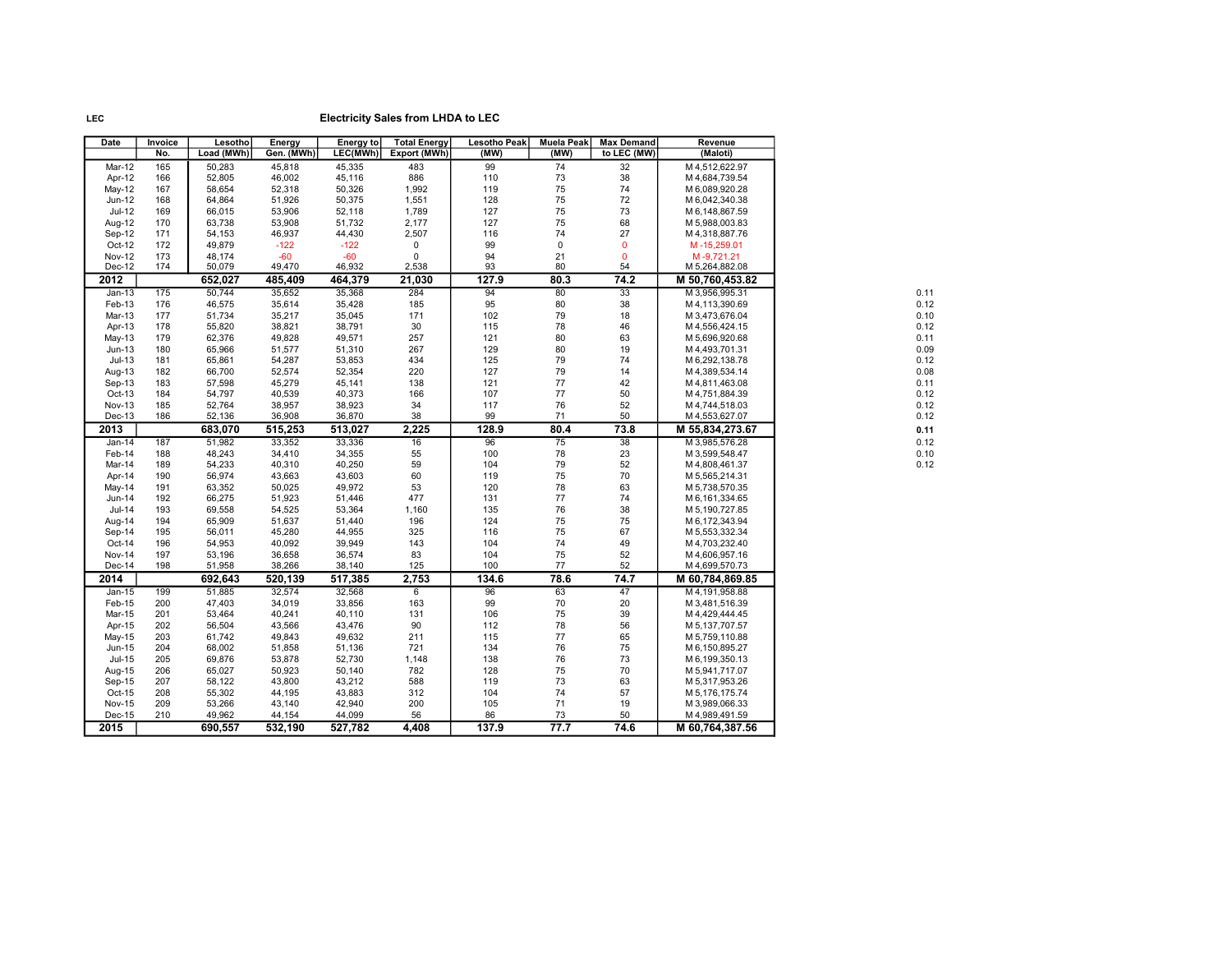LEC

## Electricity Sales from LHDA to LEC

| Date | Invoice No. | Lesotho Load (MWh) | Energy Gen. (MWh) | Energy to LEC(MWh) | Total Energy Export (MWh) | Lesotho Peak (MW) | Muela Peak (MW) | Max Demand to LEC (MW) | Revenue (Maloti) | |
|---|---|---|---|---|---|---|---|---|---|---|
| Mar-12 | 165 | 50,283 | 45,818 | 45,335 | 483 | 99 | 74 | 32 | M 4,512,622.97 | |
| Apr-12 | 166 | 52,805 | 46,002 | 45,116 | 886 | 110 | 73 | 38 | M 4,684,739.54 | |
| May-12 | 167 | 58,654 | 52,318 | 50,326 | 1,992 | 119 | 75 | 74 | M 6,089,920.28 | |
| Jun-12 | 168 | 64,864 | 51,926 | 50,375 | 1,551 | 128 | 75 | 72 | M 6,042,340.38 | |
| Jul-12 | 169 | 66,015 | 53,906 | 52,118 | 1,789 | 127 | 75 | 73 | M 6,148,867.59 | |
| Aug-12 | 170 | 63,738 | 53,908 | 51,732 | 2,177 | 127 | 75 | 68 | M 5,988,003.83 | |
| Sep-12 | 171 | 54,153 | 46,937 | 44,430 | 2,507 | 116 | 74 | 27 | M 4,318,887.76 | |
| Oct-12 | 172 | 49,879 | -122 | -122 | 0 | 99 | 0 | 0 | M -15,259.01 | |
| Nov-12 | 173 | 48,174 | -60 | -60 | 0 | 94 | 21 | 0 | M -9,721.21 | |
| Dec-12 | 174 | 50,079 | 49,470 | 46,932 | 2,538 | 93 | 80 | 54 | M 5,264,882.08 | |
| **2012** | | **652,027** | **485,409** | **464,379** | **21,030** | **127.9** | **80.3** | **74.2** | **M 50,760,453.82** | |
| Jan-13 | 175 | 50,744 | 35,652 | 35,368 | 284 | 94 | 80 | 33 | M 3,956,995.31 | 0.11 |
| Feb-13 | 176 | 46,575 | 35,614 | 35,428 | 185 | 95 | 80 | 38 | M 4,113,390.69 | 0.12 |
| Mar-13 | 177 | 51,734 | 35,217 | 35,045 | 171 | 102 | 79 | 18 | M 3,473,676.04 | 0.10 |
| Apr-13 | 178 | 55,820 | 38,821 | 38,791 | 30 | 115 | 78 | 46 | M 4,556,424.15 | 0.12 |
| May-13 | 179 | 62,376 | 49,828 | 49,571 | 257 | 121 | 80 | 63 | M 5,696,920.68 | 0.11 |
| Jun-13 | 180 | 65,966 | 51,577 | 51,310 | 267 | 129 | 80 | 19 | M 4,493,701.31 | 0.09 |
| Jul-13 | 181 | 65,861 | 54,287 | 53,853 | 434 | 125 | 79 | 74 | M 6,292,138.78 | 0.12 |
| Aug-13 | 182 | 66,700 | 52,574 | 52,354 | 220 | 127 | 79 | 14 | M 4,389,534.14 | 0.08 |
| Sep-13 | 183 | 57,598 | 45,279 | 45,141 | 138 | 121 | 77 | 42 | M 4,811,463.08 | 0.11 |
| Oct-13 | 184 | 54,797 | 40,539 | 40,373 | 166 | 107 | 77 | 50 | M 4,751,884.39 | 0.12 |
| Nov-13 | 185 | 52,764 | 38,957 | 38,923 | 34 | 117 | 76 | 52 | M 4,744,518.03 | 0.12 |
| Dec-13 | 186 | 52,136 | 36,908 | 36,870 | 38 | 99 | 71 | 50 | M 4,553,627.07 | 0.12 |
| **2013** | | **683,070** | **515,253** | **513,027** | **2,225** | **128.9** | **80.4** | **73.8** | **M 55,834,273.67** | **0.11** |
| Jan-14 | 187 | 51,982 | 33,352 | 33,336 | 16 | 96 | 75 | 38 | M 3,985,576.28 | 0.12 |
| Feb-14 | 188 | 48,243 | 34,410 | 34,355 | 55 | 100 | 78 | 23 | M 3,599,548.47 | 0.10 |
| Mar-14 | 189 | 54,233 | 40,310 | 40,250 | 59 | 104 | 79 | 52 | M 4,808,461.37 | 0.12 |
| Apr-14 | 190 | 56,974 | 43,663 | 43,603 | 60 | 119 | 75 | 70 | M 5,565,214.31 | |
| May-14 | 191 | 63,352 | 50,025 | 49,972 | 53 | 120 | 78 | 63 | M 5,738,570.35 | |
| Jun-14 | 192 | 66,275 | 51,923 | 51,446 | 477 | 131 | 77 | 74 | M 6,161,334.65 | |
| Jul-14 | 193 | 69,558 | 54,525 | 53,364 | 1,160 | 135 | 76 | 38 | M 5,190,727.85 | |
| Aug-14 | 194 | 65,909 | 51,637 | 51,440 | 196 | 124 | 75 | 75 | M 6,172,343.94 | |
| Sep-14 | 195 | 56,011 | 45,280 | 44,955 | 325 | 116 | 75 | 67 | M 5,553,332.34 | |
| Oct-14 | 196 | 54,953 | 40,092 | 39,949 | 143 | 104 | 74 | 49 | M 4,703,232.40 | |
| Nov-14 | 197 | 53,196 | 36,658 | 36,574 | 83 | 104 | 75 | 52 | M 4,606,957.16 | |
| Dec-14 | 198 | 51,958 | 38,266 | 38,140 | 125 | 100 | 77 | 52 | M 4,699,570.73 | |
| **2014** | | **692,643** | **520,139** | **517,385** | **2,753** | **134.6** | **78.6** | **74.7** | **M 60,784,869.85** | |
| Jan-15 | 199 | 51,885 | 32,574 | 32,568 | 6 | 96 | 63 | 47 | M 4,191,958.88 | |
| Feb-15 | 200 | 47,403 | 34,019 | 33,856 | 163 | 99 | 70 | 20 | M 3,481,516.39 | |
| Mar-15 | 201 | 53,464 | 40,241 | 40,110 | 131 | 106 | 75 | 39 | M 4,429,444.45 | |
| Apr-15 | 202 | 56,504 | 43,566 | 43,476 | 90 | 112 | 78 | 56 | M 5,137,707.57 | |
| May-15 | 203 | 61,742 | 49,843 | 49,632 | 211 | 115 | 77 | 65 | M 5,759,110.88 | |
| Jun-15 | 204 | 68,002 | 51,858 | 51,136 | 721 | 134 | 76 | 75 | M 6,150,895.27 | |
| Jul-15 | 205 | 69,876 | 53,878 | 52,730 | 1,148 | 138 | 76 | 73 | M 6,199,350.13 | |
| Aug-15 | 206 | 65,027 | 50,923 | 50,140 | 782 | 128 | 75 | 70 | M 5,941,717.07 | |
| Sep-15 | 207 | 58,122 | 43,800 | 43,212 | 588 | 119 | 73 | 63 | M 5,317,953.26 | |
| Oct-15 | 208 | 55,302 | 44,195 | 43,883 | 312 | 104 | 74 | 57 | M 5,176,175.74 | |
| Nov-15 | 209 | 53,266 | 43,140 | 42,940 | 200 | 105 | 71 | 19 | M 3,989,066.33 | |
| Dec-15 | 210 | 49,962 | 44,154 | 44,099 | 56 | 86 | 73 | 50 | M 4,989,491.59 | |
| **2015** | | **690,557** | **532,190** | **527,782** | **4,408** | **137.9** | **77.7** | **74.6** | **M 60,764,387.56** | |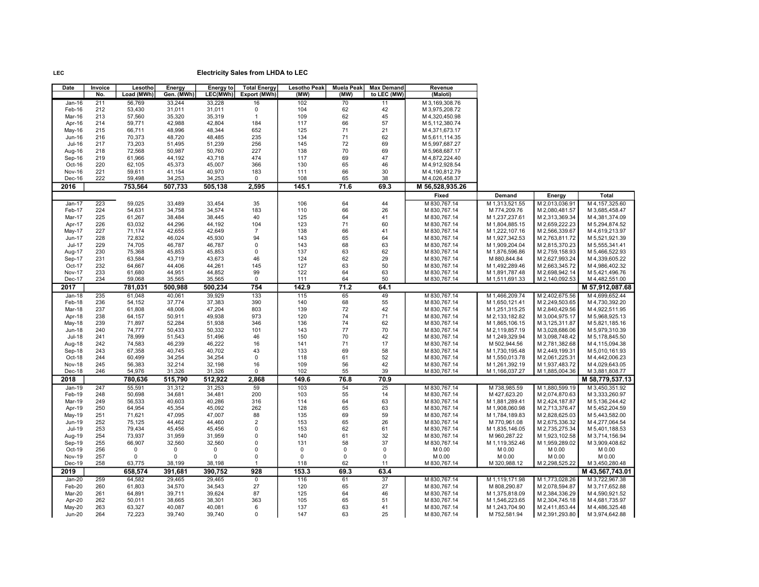LEC

## Electricity Sales from LHDA to LEC

| Date | Invoice No. | Lesotho Load (MWh) | Energy Gen. (MWh) | Energy to LEC(MWh) | Total Energy Export (MWh) | Lesotho Peak (MW) | Muela Peak (MW) | Max Demand to LEC (MW) | Revenue (Maloti) | | | |
|---|---|---|---|---|---|---|---|---|---|---|---|---|
| Jan-16 | 211 | 56,769 | 33,244 | 33,228 | 16 | 102 | 70 | 11 | M 3,169,308.76 | | | |
| Feb-16 | 212 | 53,430 | 31,011 | 31,011 | 0 | 104 | 62 | 42 | M 3,975,208.72 | | | |
| Mar-16 | 213 | 57,560 | 35,320 | 35,319 | 1 | 109 | 62 | 45 | M 4,320,450.98 | | | |
| Apr-16 | 214 | 59,771 | 42,988 | 42,804 | 184 | 117 | 66 | 57 | M 5,112,380.74 | | | |
| May-16 | 215 | 66,711 | 48,996 | 48,344 | 652 | 125 | 71 | 21 | M 4,371,673.17 | | | |
| Jun-16 | 216 | 70,373 | 48,720 | 48,485 | 235 | 134 | 71 | 62 | M 5,611,114.35 | | | |
| Jul-16 | 217 | 73,203 | 51,495 | 51,239 | 256 | 145 | 72 | 69 | M 5,997,687.27 | | | |
| Aug-16 | 218 | 72,568 | 50,987 | 50,760 | 227 | 138 | 70 | 69 | M 5,968,687.17 | | | |
| Sep-16 | 219 | 61,966 | 44,192 | 43,718 | 474 | 117 | 69 | 47 | M 4,872,224.40 | | | |
| Oct-16 | 220 | 62,105 | 45,373 | 45,007 | 366 | 130 | 65 | 46 | M 4,912,928.54 | | | |
| Nov-16 | 221 | 59,611 | 41,154 | 40,970 | 183 | 111 | 66 | 30 | M 4,190,812.79 | | | |
| Dec-16 | 222 | 59,498 | 34,253 | 34,253 | 0 | 108 | 65 | 38 | M 4,026,458.37 | | | |
| **2016** | | **753,564** | **507,733** | **505,138** | **2,595** | **145.1** | **71.6** | **69.3** | **M 56,528,935.26** | | | |
| | | | | | | | | | **Fixed** | **Demand** | **Energy** | **Total** |
| Jan-17 | 223 | 59,025 | 33,489 | 33,454 | 35 | 106 | 64 | 44 | M 830,767.14 | M 1,313,521.55 | M 2,013,036.91 | M 4,157,325.60 |
| Feb-17 | 224 | 54,631 | 34,758 | 34,574 | 183 | 110 | 66 | 26 | M 830,767.14 | M 774,209.76 | M 2,080,481.57 | M 3,685,458.47 |
| Mar-17 | 225 | 61,267 | 38,484 | 38,445 | 40 | 125 | 64 | 41 | M 830,767.14 | M 1,237,237.61 | M 2,313,369.34 | M 4,381,374.09 |
| Apr-17 | 226 | 63,032 | 44,296 | 44,192 | 104 | 123 | 71 | 60 | M 830,767.14 | M 1,804,885.15 | M 2,659,222.23 | M 5,294,874.52 |
| May-17 | 227 | 71,174 | 42,655 | 42,649 | 7 | 138 | 66 | 41 | M 830,767.14 | M 1,222,107.16 | M 2,566,339.67 | M 4,619,213.97 |
| Jun-17 | 228 | 72,832 | 46,024 | 45,930 | 94 | 143 | 65 | 64 | M 830,767.14 | M 1,927,342.53 | M 2,763,811.72 | M 5,521,921.39 |
| Jul-17 | 229 | 74,705 | 46,787 | 46,787 | 0 | 143 | 68 | 63 | M 830,767.14 | M 1,909,204.04 | M 2,815,370.23 | M 5,555,341.41 |
| Aug-17 | 230 | 75,368 | 45,853 | 45,853 | 0 | 137 | 63 | 62 | M 830,767.14 | M 1,876,596.86 | M 2,759,158.93 | M 5,466,522.93 |
| Sep-17 | 231 | 63,584 | 43,719 | 43,673 | 46 | 124 | 62 | 29 | M 830,767.14 | M 880,844.84 | M 2,627,993.24 | M 4,339,605.22 |
| Oct-17 | 232 | 64,667 | 44,406 | 44,261 | 145 | 127 | 63 | 50 | M 830,767.14 | M 1,492,289.46 | M 2,663,345.72 | M 4,986,402.32 |
| Nov-17 | 233 | 61,680 | 44,951 | 44,852 | 99 | 122 | 64 | 63 | M 830,767.14 | M 1,891,787.48 | M 2,698,942.14 | M 5,421,496.76 |
| Dec-17 | 234 | 59,068 | 35,565 | 35,565 | 0 | 111 | 64 | 50 | M 830,767.14 | M 1,511,691.33 | M 2,140,092.53 | M 4,482,551.00 |
| **2017** | | **781,031** | **500,988** | **500,234** | **754** | **142.9** | **71.2** | **64.1** | | | | **M 57,912,087.68** |
| Jan-18 | 235 | 61,048 | 40,061 | 39,929 | 133 | 115 | 65 | 49 | M 830,767.14 | M 1,466,209.74 | M 2,402,675.56 | M 4,699,652.44 |
| Feb-18 | 236 | 54,152 | 37,774 | 37,383 | 390 | 140 | 68 | 55 | M 830,767.14 | M 1,650,121.41 | M 2,249,503.65 | M 4,730,392.20 |
| Mar-18 | 237 | 61,808 | 48,006 | 47,204 | 803 | 139 | 72 | 42 | M 830,767.14 | M 1,251,315.25 | M 2,840,429.56 | M 4,922,511.95 |
| Apr-18 | 238 | 64,157 | 50,911 | 49,938 | 973 | 120 | 74 | 71 | M 830,767.14 | M 2,133,182.82 | M 3,004,975.17 | M 5,968,925.13 |
| May-18 | 239 | 71,897 | 52,284 | 51,938 | 346 | 136 | 74 | 62 | M 830,767.14 | M 1,865,106.15 | M 3,125,311.87 | M 5,821,185.16 |
| Jun-18 | 240 | 74,777 | 50,433 | 50,332 | 101 | 143 | 77 | 70 | M 830,767.14 | M 2,119,857.19 | M 3,028,686.06 | M 5,979,310.39 |
| Jul-18 | 241 | 78,999 | 51,543 | 51,496 | 46 | 150 | 70 | 42 | M 830,767.14 | M 1,249,329.94 | M 3,098,748.42 | M 5,178,845.50 |
| Aug-18 | 242 | 74,583 | 46,239 | 46,222 | 16 | 141 | 71 | 17 | M 830,767.14 | M 502,944.56 | M 2,781,382.68 | M 4,115,094.38 |
| Sep-18 | 243 | 67,358 | 40,745 | 40,702 | 43 | 133 | 69 | 58 | M 830,767.14 | M 1,730,195.48 | M 2,449,199.31 | M 5,010,161.93 |
| Oct-18 | 244 | 60,499 | 34,254 | 34,254 | 0 | 118 | 61 | 52 | M 830,767.14 | M 1,550,013.78 | M 2,061,225.31 | M 4,442,006.23 |
| Nov-18 | 245 | 56,383 | 32,214 | 32,198 | 16 | 109 | 56 | 42 | M 830,767.14 | M 1,261,392.19 | M 1,937,483.72 | M 4,029,643.05 |
| Dec-18 | 246 | 54,976 | 31,326 | 31,326 | 0 | 102 | 55 | 39 | M 830,767.14 | M 1,166,037.27 | M 1,885,004.36 | M 3,881,808.77 |
| **2018** | | **780,636** | **515,790** | **512,922** | **2,868** | **149.6** | **76.8** | **70.9** | | | | **M 58,779,537.13** |
| Jan-19 | 247 | 55,591 | 31,312 | 31,253 | 59 | 103 | 54 | 25 | M 830,767.14 | M 738,985.59 | M 1,880,599.19 | M 3,450,351.92 |
| Feb-19 | 248 | 50,698 | 34,681 | 34,481 | 200 | 103 | 55 | 14 | M 830,767.14 | M 427,623.20 | M 2,074,870.63 | M 3,333,260.97 |
| Mar-19 | 249 | 56,533 | 40,603 | 40,286 | 316 | 114 | 64 | 63 | M 830,767.14 | M 1,881,289.41 | M 2,424,187.87 | M 5,136,244.42 |
| Apr-19 | 250 | 64,954 | 45,354 | 45,092 | 262 | 128 | 65 | 63 | M 830,767.14 | M 1,908,060.98 | M 2,713,376.47 | M 5,452,204.59 |
| May-19 | 251 | 71,621 | 47,095 | 47,007 | 88 | 135 | 69 | 59 | M 830,767.14 | M 1,784,189.83 | M 2,828,625.03 | M 5,443,582.00 |
| Jun-19 | 252 | 75,125 | 44,462 | 44,460 | 2 | 153 | 65 | 26 | M 830,767.14 | M 770,961.08 | M 2,675,336.32 | M 4,277,064.54 |
| Jul-19 | 253 | 79,434 | 45,456 | 45,456 | 0 | 153 | 62 | 61 | M 830,767.14 | M 1,835,146.05 | M 2,735,275.34 | M 5,401,188.53 |
| Aug-19 | 254 | 73,937 | 31,959 | 31,959 | 0 | 140 | 61 | 32 | M 830,767.14 | M 960,287.22 | M 1,923,102.58 | M 3,714,156.94 |
| Sep-19 | 255 | 66,907 | 32,560 | 32,560 | 0 | 131 | 58 | 37 | M 830,767.14 | M 1,119,352.46 | M 1,959,289.02 | M 3,909,408.62 |
| Oct-19 | 256 | 0 | 0 | 0 | 0 | 0 | 0 | 0 | M 0.00 | M 0.00 | M 0.00 | M 0.00 |
| Nov-19 | 257 | 0 | 0 | 0 | 0 | 0 | 0 | 0 | M 0.00 | M 0.00 | M 0.00 | M 0.00 |
| Dec-19 | 258 | 63,775 | 38,199 | 38,198 | 1 | 118 | 62 | 11 | M 830,767.14 | M 320,988.12 | M 2,298,525.22 | M 3,450,280.48 |
| **2019** | | **658,574** | **391,681** | **390,752** | **928** | **153.3** | **69.3** | **63.4** | | | | **M 43,567,743.01** |
| Jan-20 | 259 | 64,582 | 29,465 | 29,465 | 0 | 116 | 61 | 37 | M 830,767.14 | M 1,119,171.98 | M 1,773,028.26 | M 3,722,967.38 |
| Feb-20 | 260 | 61,803 | 34,570 | 34,543 | 27 | 120 | 65 | 27 | M 830,767.14 | M 808,290.87 | M 2,078,594.87 | M 3,717,652.88 |
| Mar-20 | 261 | 64,891 | 39,711 | 39,624 | 87 | 125 | 64 | 46 | M 830,767.14 | M 1,375,818.09 | M 2,384,336.29 | M 4,590,921.52 |
| Apr-20 | 262 | 50,011 | 38,665 | 38,301 | 363 | 105 | 65 | 51 | M 830,767.14 | M 1,546,223.65 | M 2,304,745.18 | M 4,681,735.97 |
| May-20 | 263 | 63,327 | 40,087 | 40,081 | 6 | 137 | 63 | 41 | M 830,767.14 | M 1,243,704.90 | M 2,411,853.44 | M 4,486,325.48 |
| Jun-20 | 264 | 72,223 | 39,740 | 39,740 | 0 | 147 | 63 | 25 | M 830,767.14 | M 752,581.94 | M 2,391,293.80 | M 3,974,642.88 |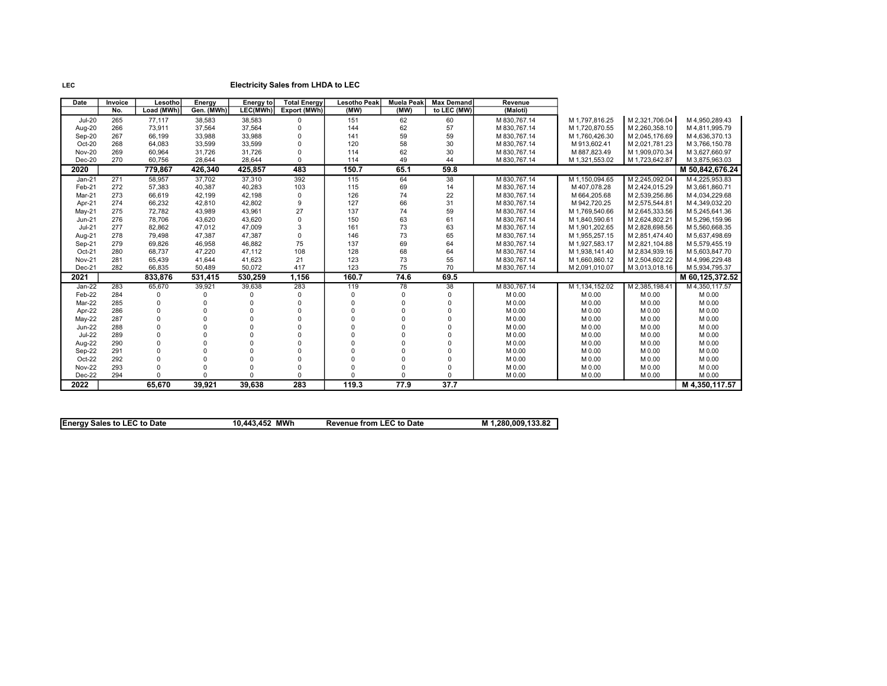LEC

## Electricity Sales from LHDA to LEC

| Date | Invoice No. | Lesotho Load (MWh) | Energy Gen. (MWh) | Energy to LEC(MWh) | Total Energy Export (MWh) | Lesotho Peak (MW) | Muela Peak (MW) | Max Demand to LEC (MW) | Revenue (Maloti) | | | |
|---|---|---|---|---|---|---|---|---|---|---|---|---|
| Jul-20 | 265 | 77,117 | 38,583 | 38,583 | 0 | 151 | 62 | 60 | M 830,767.14 | M 1,797,816.25 | M 2,321,706.04 | M 4,950,289.43 |
| Aug-20 | 266 | 73,911 | 37,564 | 37,564 | 0 | 144 | 62 | 57 | M 830,767.14 | M 1,720,870.55 | M 2,260,358.10 | M 4,811,995.79 |
| Sep-20 | 267 | 66,199 | 33,988 | 33,988 | 0 | 141 | 59 | 59 | M 830,767.14 | M 1,760,426.30 | M 2,045,176.69 | M 4,636,370.13 |
| Oct-20 | 268 | 64,083 | 33,599 | 33,599 | 0 | 120 | 58 | 30 | M 830,767.14 | M 913,602.41 | M 2,021,781.23 | M 3,766,150.78 |
| Nov-20 | 269 | 60,964 | 31,726 | 31,726 | 0 | 114 | 62 | 30 | M 830,767.14 | M 887,823.49 | M 1,909,070.34 | M 3,627,660.97 |
| Dec-20 | 270 | 60,756 | 28,644 | 28,644 | 0 | 114 | 49 | 44 | M 830,767.14 | M 1,321,553.02 | M 1,723,642.87 | M 3,875,963.03 |
| **2020** | | **779,867** | **426,340** | **425,857** | **483** | **150.7** | **65.1** | **59.8** | | | | **M 50,842,676.24** |
| Jan-21 | 271 | 58,957 | 37,702 | 37,310 | 392 | 115 | 64 | 38 | M 830,767.14 | M 1,150,094.65 | M 2,245,092.04 | M 4,225,953.83 |
| Feb-21 | 272 | 57,383 | 40,387 | 40,283 | 103 | 115 | 69 | 14 | M 830,767.14 | M 407,078.28 | M 2,424,015.29 | M 3,661,860.71 |
| Mar-21 | 273 | 66,619 | 42,199 | 42,198 | 0 | 126 | 74 | 22 | M 830,767.14 | M 664,205.68 | M 2,539,256.86 | M 4,034,229.68 |
| Apr-21 | 274 | 66,232 | 42,810 | 42,802 | 9 | 127 | 66 | 31 | M 830,767.14 | M 942,720.25 | M 2,575,544.81 | M 4,349,032.20 |
| May-21 | 275 | 72,782 | 43,989 | 43,961 | 27 | 137 | 74 | 59 | M 830,767.14 | M 1,769,540.66 | M 2,645,333.56 | M 5,245,641.36 |
| Jun-21 | 276 | 78,706 | 43,620 | 43,620 | 0 | 150 | 63 | 61 | M 830,767.14 | M 1,840,590.61 | M 2,624,802.21 | M 5,296,159.96 |
| Jul-21 | 277 | 82,862 | 47,012 | 47,009 | 3 | 161 | 73 | 63 | M 830,767.14 | M 1,901,202.65 | M 2,828,698.56 | M 5,560,668.35 |
| Aug-21 | 278 | 79,498 | 47,387 | 47,387 | 0 | 146 | 73 | 65 | M 830,767.14 | M 1,955,257.15 | M 2,851,474.40 | M 5,637,498.69 |
| Sep-21 | 279 | 69,826 | 46,958 | 46,882 | 75 | 137 | 69 | 64 | M 830,767.14 | M 1,927,583.17 | M 2,821,104.88 | M 5,579,455.19 |
| Oct-21 | 280 | 68,737 | 47,220 | 47,112 | 108 | 128 | 68 | 64 | M 830,767.14 | M 1,938,141.40 | M 2,834,939.16 | M 5,603,847.70 |
| Nov-21 | 281 | 65,439 | 41,644 | 41,623 | 21 | 123 | 73 | 55 | M 830,767.14 | M 1,660,860.12 | M 2,504,602.22 | M 4,996,229.48 |
| Dec-21 | 282 | 66,835 | 50,489 | 50,072 | 417 | 123 | 75 | 70 | M 830,767.14 | M 2,091,010.07 | M 3,013,018.16 | M 5,934,795.37 |
| **2021** | | **833,876** | **531,415** | **530,259** | **1,156** | **160.7** | **74.6** | **69.5** | | | | **M 60,125,372.52** |
| Jan-22 | 283 | 65,670 | 39,921 | 39,638 | 283 | 119 | 78 | 38 | M 830,767.14 | M 1,134,152.02 | M 2,385,198.41 | M 4,350,117.57 |
| Feb-22 | 284 | 0 | 0 | 0 | 0 | 0 | 0 | 0 | M 0.00 | M 0.00 | M 0.00 | M 0.00 |
| Mar-22 | 285 | 0 | 0 | 0 | 0 | 0 | 0 | 0 | M 0.00 | M 0.00 | M 0.00 | M 0.00 |
| Apr-22 | 286 | 0 | 0 | 0 | 0 | 0 | 0 | 0 | M 0.00 | M 0.00 | M 0.00 | M 0.00 |
| May-22 | 287 | 0 | 0 | 0 | 0 | 0 | 0 | 0 | M 0.00 | M 0.00 | M 0.00 | M 0.00 |
| Jun-22 | 288 | 0 | 0 | 0 | 0 | 0 | 0 | 0 | M 0.00 | M 0.00 | M 0.00 | M 0.00 |
| Jul-22 | 289 | 0 | 0 | 0 | 0 | 0 | 0 | 0 | M 0.00 | M 0.00 | M 0.00 | M 0.00 |
| Aug-22 | 290 | 0 | 0 | 0 | 0 | 0 | 0 | 0 | M 0.00 | M 0.00 | M 0.00 | M 0.00 |
| Sep-22 | 291 | 0 | 0 | 0 | 0 | 0 | 0 | 0 | M 0.00 | M 0.00 | M 0.00 | M 0.00 |
| Oct-22 | 292 | 0 | 0 | 0 | 0 | 0 | 0 | 0 | M 0.00 | M 0.00 | M 0.00 | M 0.00 |
| Nov-22 | 293 | 0 | 0 | 0 | 0 | 0 | 0 | 0 | M 0.00 | M 0.00 | M 0.00 | M 0.00 |
| Dec-22 | 294 | 0 | 0 | 0 | 0 | 0 | 0 | 0 | M 0.00 | M 0.00 | M 0.00 | M 0.00 |
| **2022** | | **65,670** | **39,921** | **39,638** | **283** | **119.3** | **77.9** | **37.7** | | | | **M 4,350,117.57** |

| | | | |
|---|---|---|---|
| **Energy Sales to LEC to Date** | **10,443,452 MWh** | **Revenue from LEC to Date** | **M 1,280,009,133.82** |